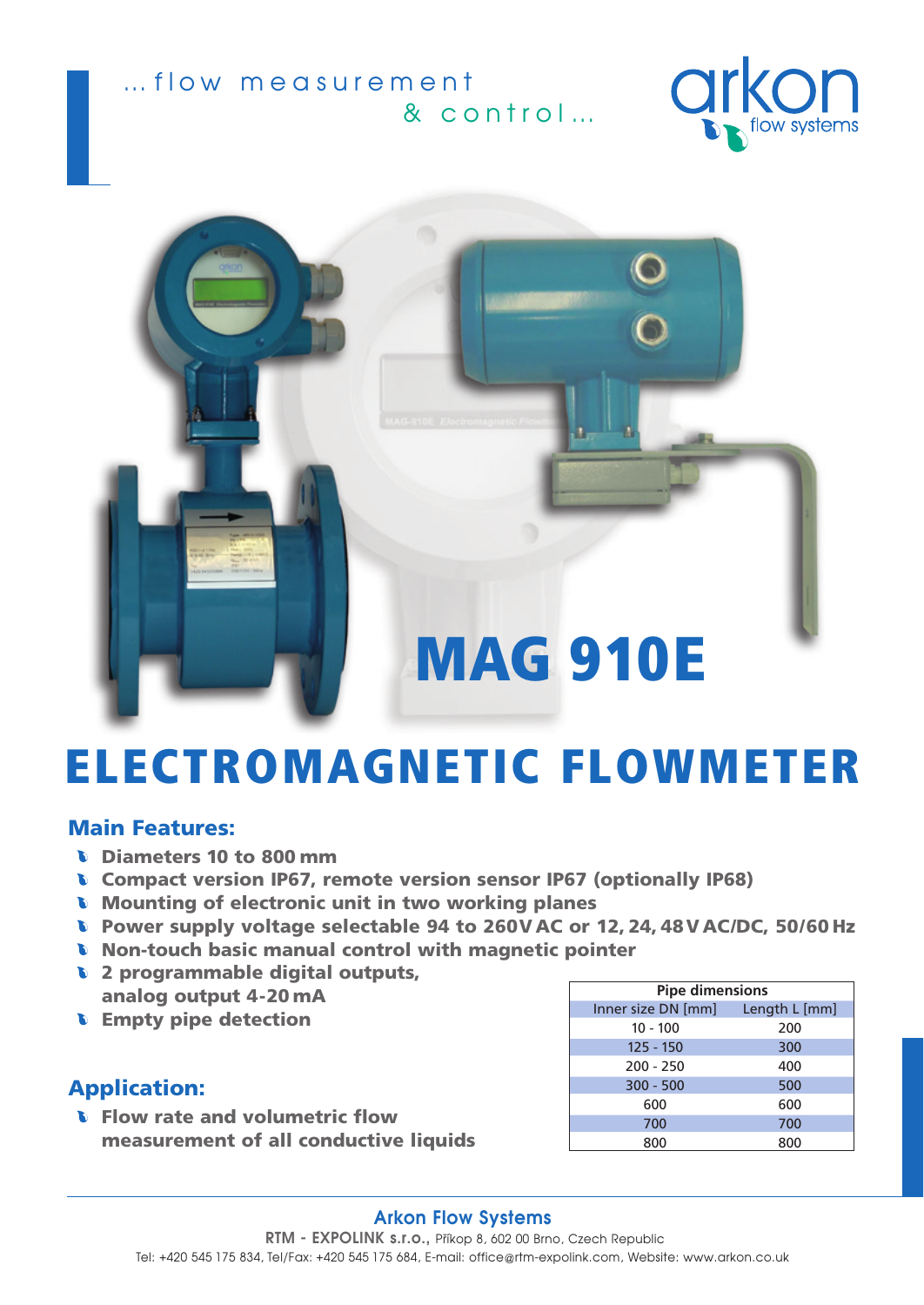...flow measurement
& control...

arkon flow systems

# MAG 910E

# ELECTROMAGNETIC FLOWMETER

## Main Features:

- Diameters 10 to 800 mm
- Compact version IP67, remote version sensor IP67 (optionally IP68)
- Mounting of electronic unit in two working planes
- Power supply voltage selectable 94 to 260 V AC or 12, 24, 48 V AC/DC, 50/60 Hz
- Non-touch basic manual control with magnetic pointer
- 2 programmable digital outputs, analog output 4-20 mA
- Empty pipe detection

## Application:

- Flow rate and volumetric flow measurement of all conductive liquids

| Pipe dimensions | |
|---|---|
| Inner size DN [mm] | Length L [mm] |
| 10 - 100 | 200 |
| 125 - 150 | 300 |
| 200 - 250 | 400 |
| 300 - 500 | 500 |
| 600 | 600 |
| 700 | 700 |
| 800 | 800 |

**Arkon Flow Systems**

**RTM - EXPOLINK s.r.o.,** Příkop 8, 602 00 Brno, Czech Republic

Tel: +420 545 175 834, Tel/Fax: +420 545 175 684, E-mail: office@rtm-expolink.com, Website: www.arkon.co.uk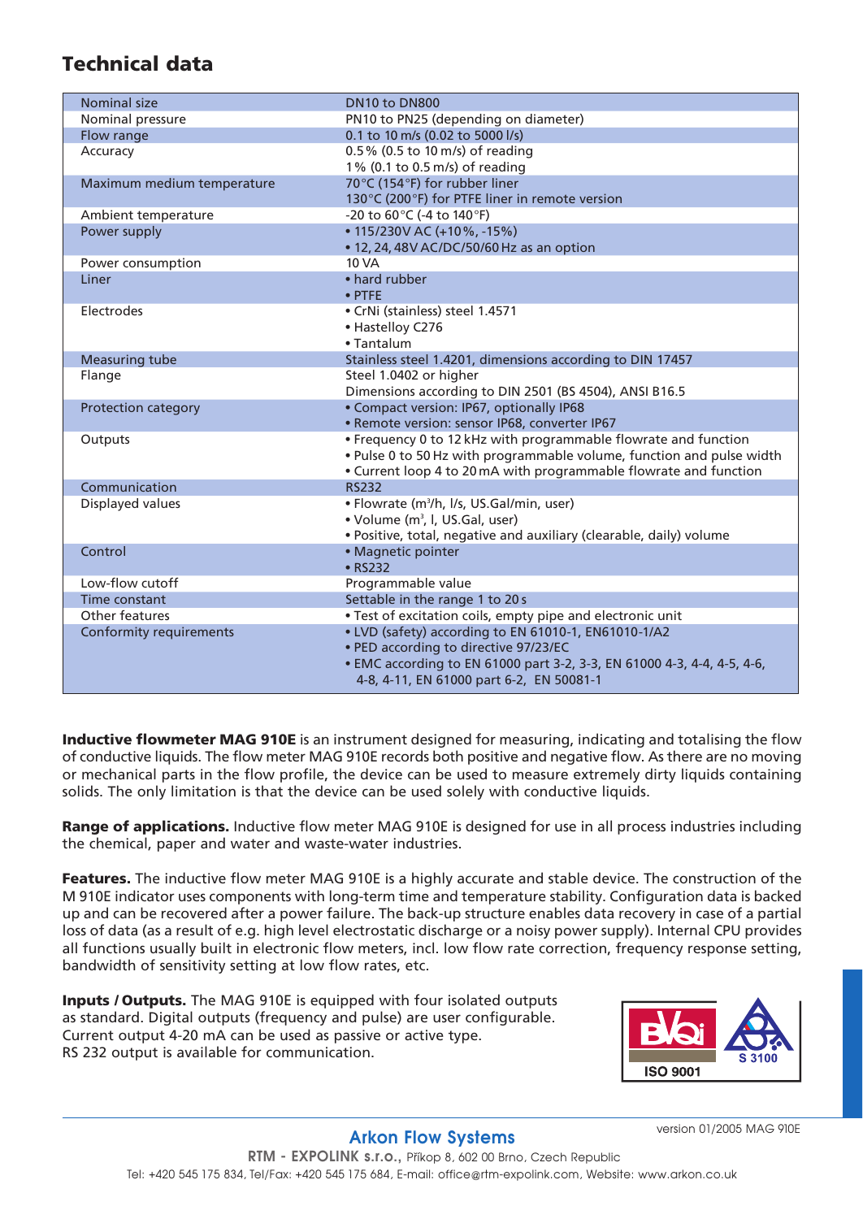## Technical data

| | |
|---|---|
| Nominal size | DN10 to DN800 |
| Nominal pressure | PN10 to PN25 (depending on diameter) |
| Flow range | 0.1 to 10 m/s (0.02 to 5000 l/s) |
| Accuracy | 0.5% (0.5 to 10 m/s) of reading<br>1% (0.1 to 0.5 m/s) of reading |
| Maximum medium temperature | 70°C (154°F) for rubber liner<br>130°C (200°F) for PTFE liner in remote version |
| Ambient temperature | -20 to 60°C (-4 to 140°F) |
| Power supply | • 115/230V AC (+10%, -15%)<br>• 12, 24, 48V AC/DC/50/60 Hz as an option |
| Power consumption | 10 VA |
| Liner | • hard rubber<br>• PTFE |
| Electrodes | • CrNi (stainless) steel 1.4571<br>• Hastelloy C276<br>• Tantalum |
| Measuring tube | Stainless steel 1.4201, dimensions according to DIN 17457 |
| Flange | Steel 1.0402 or higher<br>Dimensions according to DIN 2501 (BS 4504), ANSI B16.5 |
| Protection category | • Compact version: IP67, optionally IP68<br>• Remote version: sensor IP68, converter IP67 |
| Outputs | • Frequency 0 to 12 kHz with programmable flowrate and function<br>• Pulse 0 to 50 Hz with programmable volume, function and pulse width<br>• Current loop 4 to 20 mA with programmable flowrate and function |
| Communication | RS232 |
| Displayed values | • Flowrate ($m^3$/h, l/s, US.Gal/min, user)<br>• Volume ($m^3$, l, US.Gal, user)<br>• Positive, total, negative and auxiliary (clearable, daily) volume |
| Control | • Magnetic pointer<br>• RS232 |
| Low-flow cutoff | Programmable value |
| Time constant | Settable in the range 1 to 20 s |
| Other features | • Test of excitation coils, empty pipe and electronic unit |
| Conformity requirements | • LVD (safety) according to EN 61010-1, EN61010-1/A2<br>• PED according to directive 97/23/EC<br>• EMC according to EN 61000 part 3-2, 3-3, EN 61000 4-3, 4-4, 4-5, 4-6, 4-8, 4-11, EN 61000 part 6-2, EN 50081-1 |

**Inductive flowmeter MAG 910E** is an instrument designed for measuring, indicating and totalising the flow of conductive liquids. The flow meter MAG 910E records both positive and negative flow. As there are no moving or mechanical parts in the flow profile, the device can be used to measure extremely dirty liquids containing solids. The only limitation is that the device can be used solely with conductive liquids.

**Range of applications.** Inductive flow meter MAG 910E is designed for use in all process industries including the chemical, paper and water and waste-water industries.

**Features.** The inductive flow meter MAG 910E is a highly accurate and stable device. The construction of the M 910E indicator uses components with long-term time and temperature stability. Configuration data is backed up and can be recovered after a power failure. The back-up structure enables data recovery in case of a partial loss of data (as a result of e.g. high level electrostatic discharge or a noisy power supply). Internal CPU provides all functions usually built in electronic flow meters, incl. low flow rate correction, frequency response setting, bandwidth of sensitivity setting at low flow rates, etc.

**Inputs / Outputs.** The MAG 910E is equipped with four isolated outputs as standard. Digital outputs (frequency and pulse) are user configurable. Current output 4-20 mA can be used as passive or active type. RS 232 output is available for communication.

BVQI ISO 9001 S 3100

version 01/2005 MAG 910E

**Arkon Flow Systems**

**RTM - EXPOLINK s.r.o.,** Příkop 8, 602 00 Brno, Czech Republic

Tel: +420 545 175 834, Tel/Fax: +420 545 175 684, E-mail: office@rtm-expolink.com, Website: www.arkon.co.uk